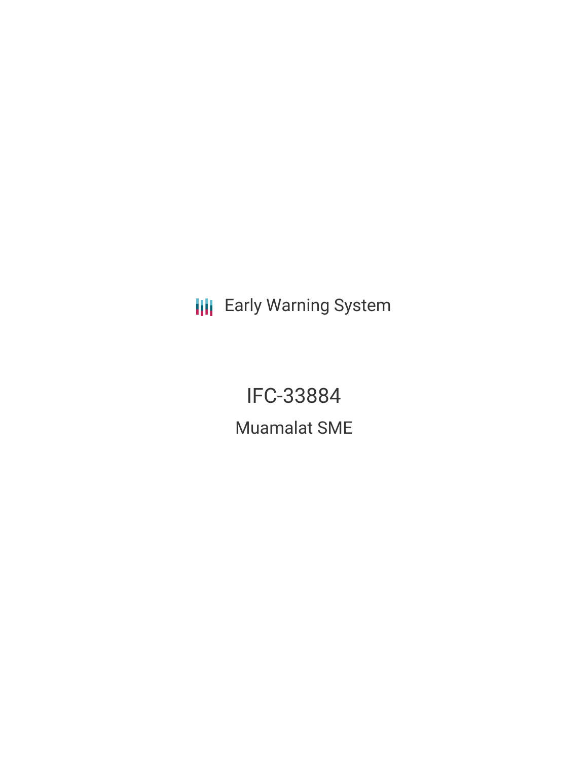Early Warning System

# IFC-33884

## Muamalat SME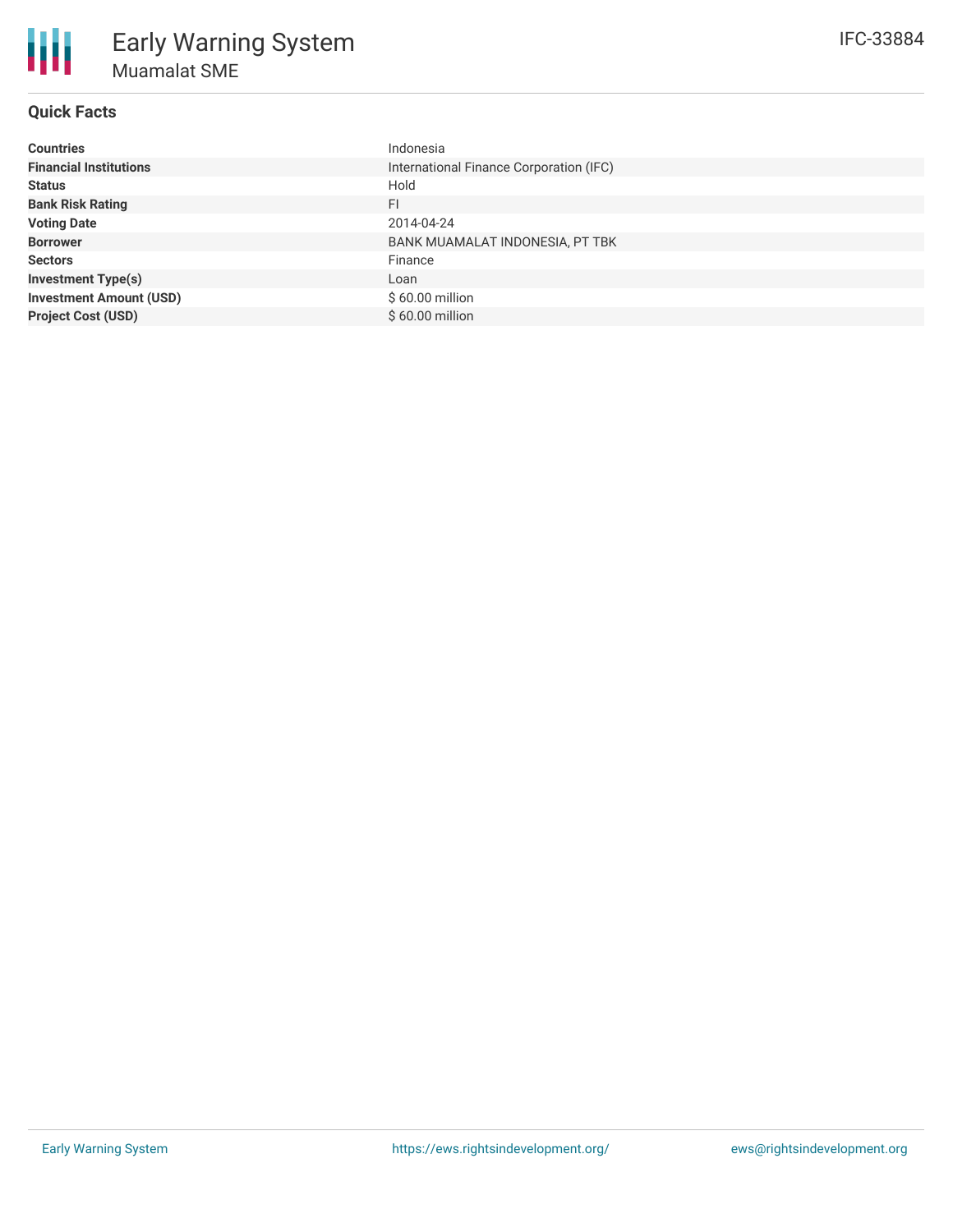# Early Warning System

## Muamalat SME

IFC-33884

### Quick Facts

| | |
|---|---|
| **Countries** | Indonesia |
| **Financial Institutions** | International Finance Corporation (IFC) |
| **Status** | Hold |
| **Bank Risk Rating** | FI |
| **Voting Date** | 2014-04-24 |
| **Borrower** | BANK MUAMALAT INDONESIA, PT TBK |
| **Sectors** | Finance |
| **Investment Type(s)** | Loan |
| **Investment Amount (USD)** | $ 60.00 million |
| **Project Cost (USD)** | $ 60.00 million |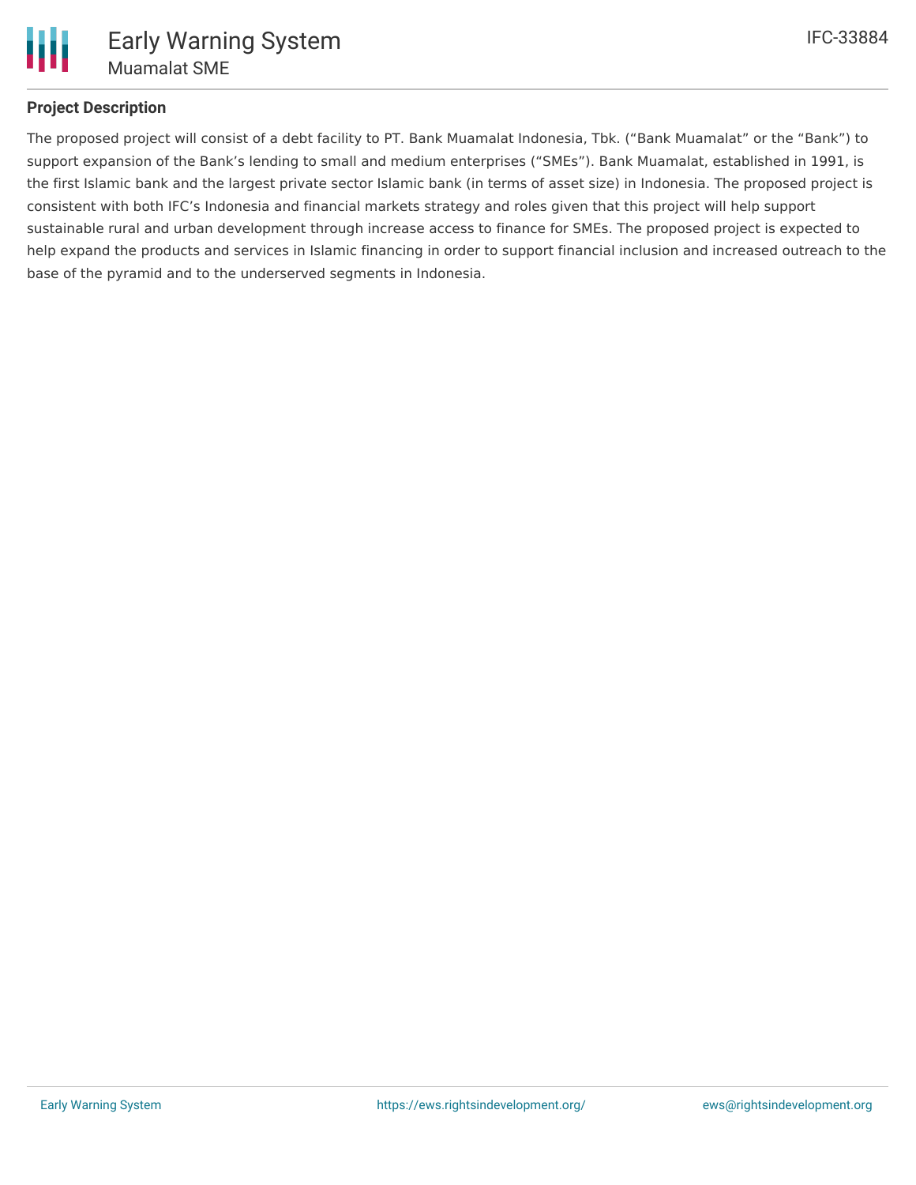## Project Description

The proposed project will consist of a debt facility to PT. Bank Muamalat Indonesia, Tbk. ("Bank Muamalat" or the "Bank") to support expansion of the Bank's lending to small and medium enterprises ("SMEs"). Bank Muamalat, established in 1991, is the first Islamic bank and the largest private sector Islamic bank (in terms of asset size) in Indonesia. The proposed project is consistent with both IFC's Indonesia and financial markets strategy and roles given that this project will help support sustainable rural and urban development through increase access to finance for SMEs. The proposed project is expected to help expand the products and services in Islamic financing in order to support financial inclusion and increased outreach to the base of the pyramid and to the underserved segments in Indonesia.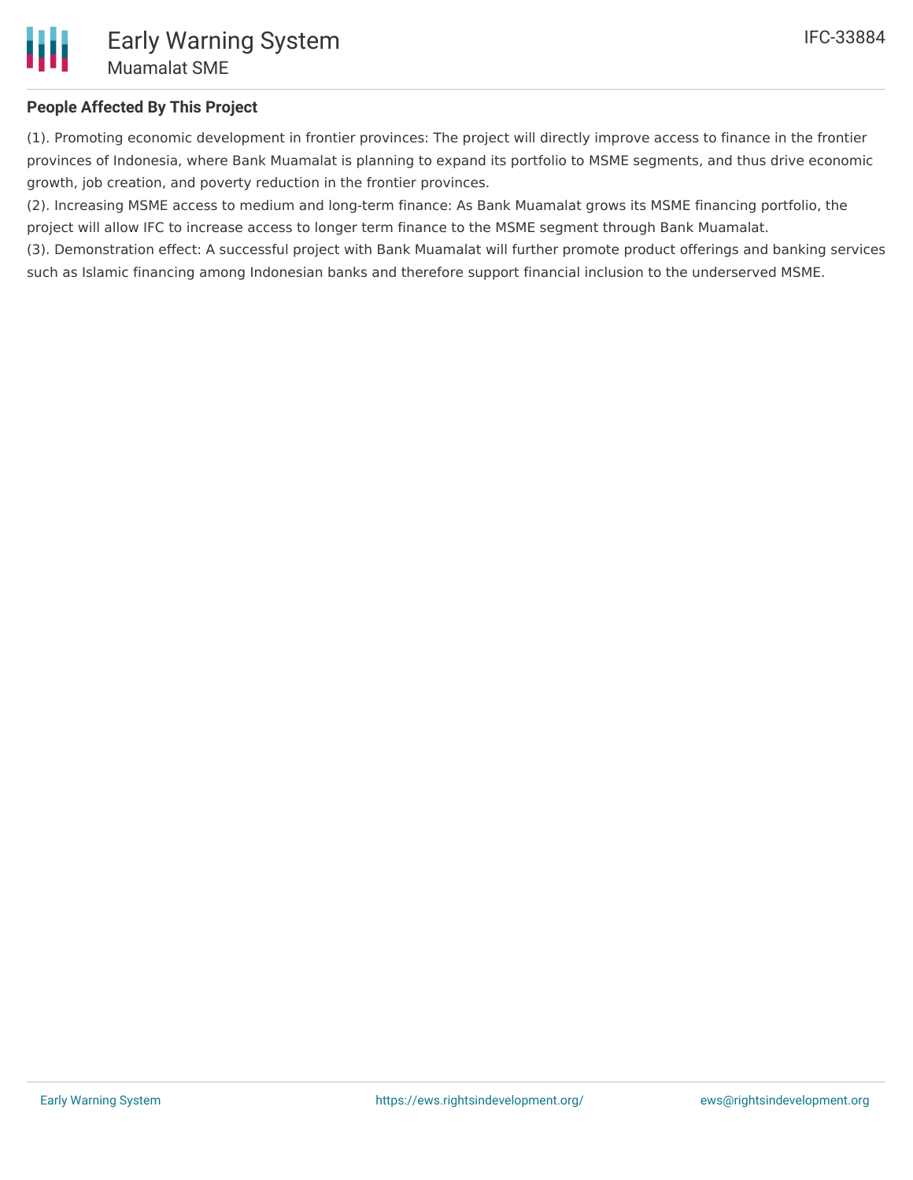## People Affected By This Project

(1). Promoting economic development in frontier provinces: The project will directly improve access to finance in the frontier provinces of Indonesia, where Bank Muamalat is planning to expand its portfolio to MSME segments, and thus drive economic growth, job creation, and poverty reduction in the frontier provinces.
(2). Increasing MSME access to medium and long-term finance: As Bank Muamalat grows its MSME financing portfolio, the project will allow IFC to increase access to longer term finance to the MSME segment through Bank Muamalat.
(3). Demonstration effect: A successful project with Bank Muamalat will further promote product offerings and banking services such as Islamic financing among Indonesian banks and therefore support financial inclusion to the underserved MSME.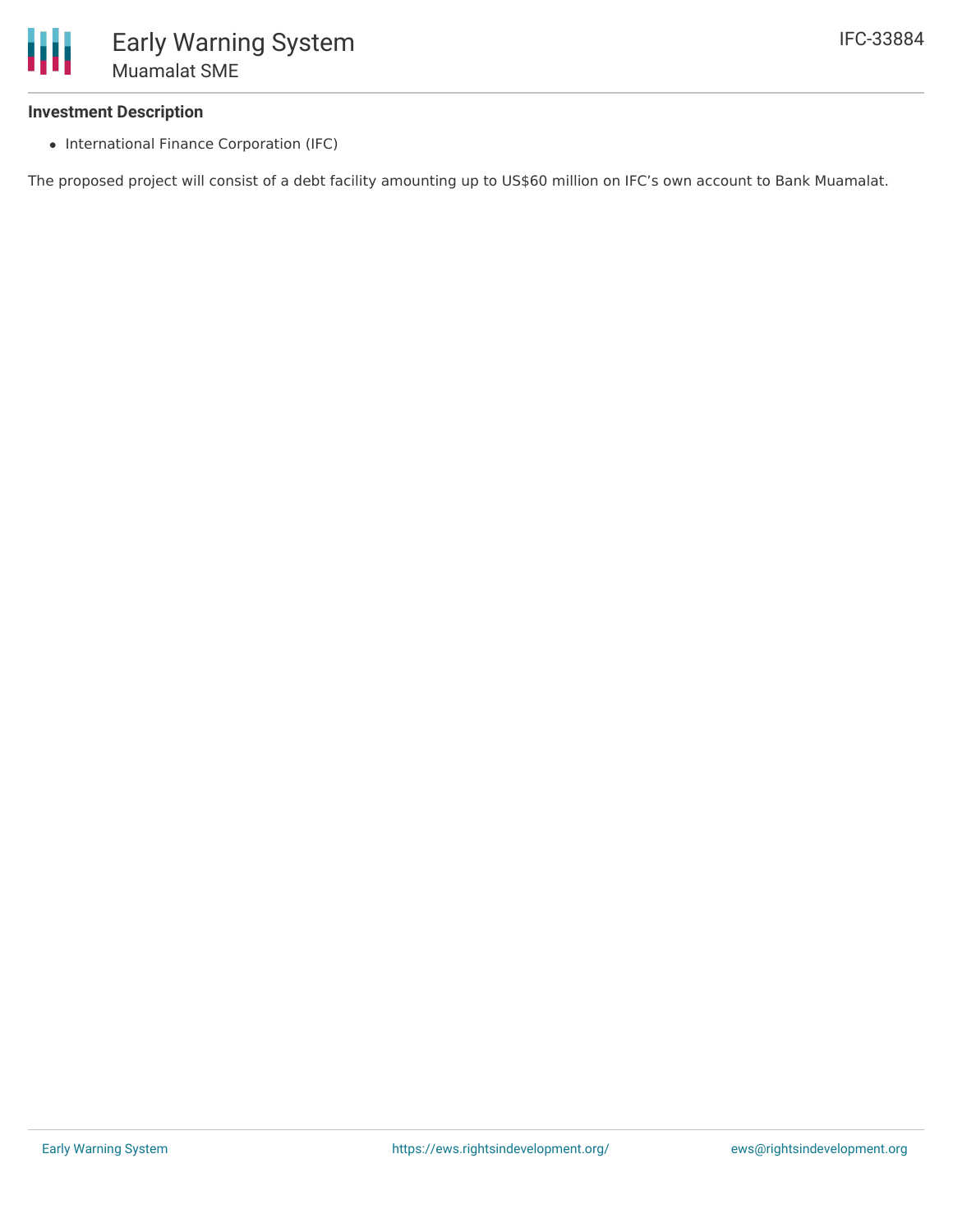### Investment Description

- International Finance Corporation (IFC)

The proposed project will consist of a debt facility amounting up to US$60 million on IFC’s own account to Bank Muamalat.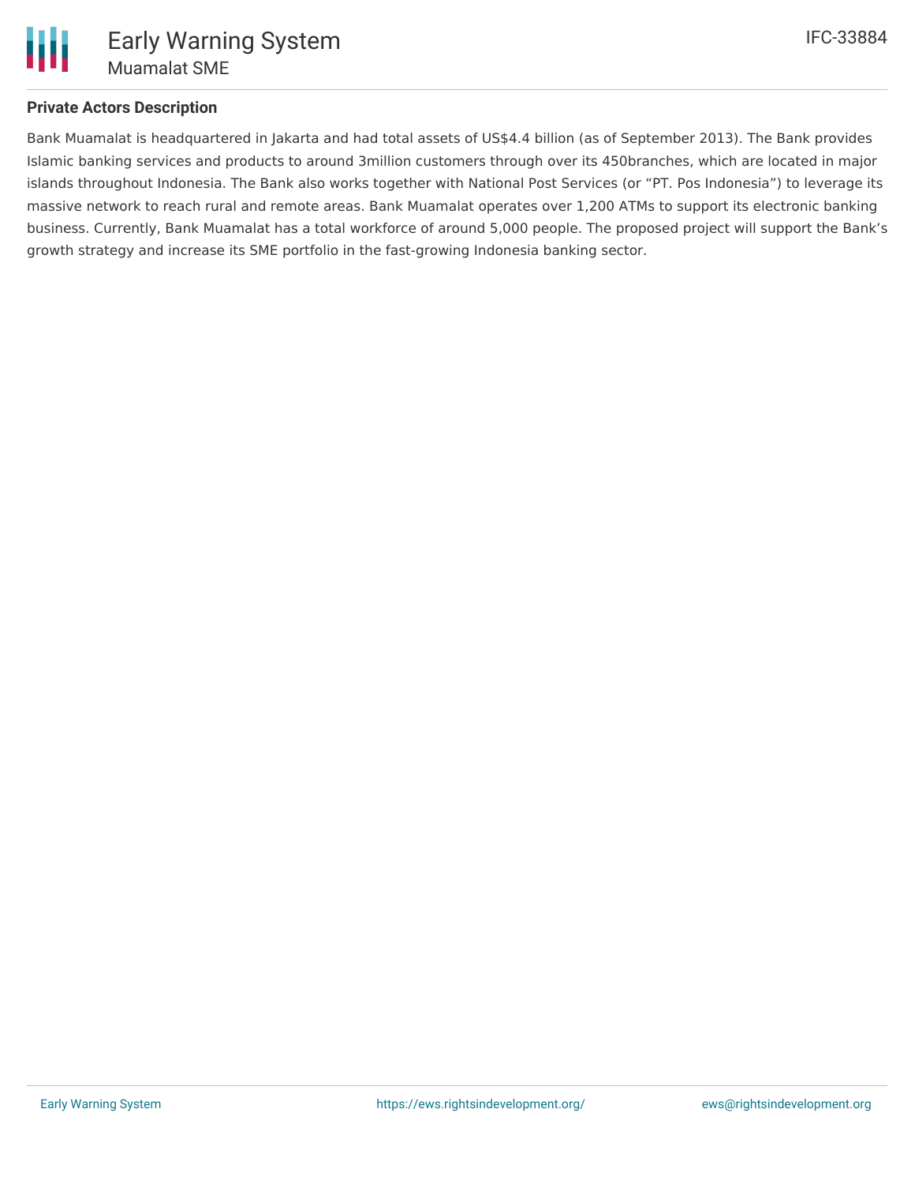### Private Actors Description

Bank Muamalat is headquartered in Jakarta and had total assets of US$4.4 billion (as of September 2013). The Bank provides Islamic banking services and products to around 3million customers through over its 450branches, which are located in major islands throughout Indonesia. The Bank also works together with National Post Services (or “PT. Pos Indonesia”) to leverage its massive network to reach rural and remote areas. Bank Muamalat operates over 1,200 ATMs to support its electronic banking business. Currently, Bank Muamalat has a total workforce of around 5,000 people. The proposed project will support the Bank’s growth strategy and increase its SME portfolio in the fast-growing Indonesia banking sector.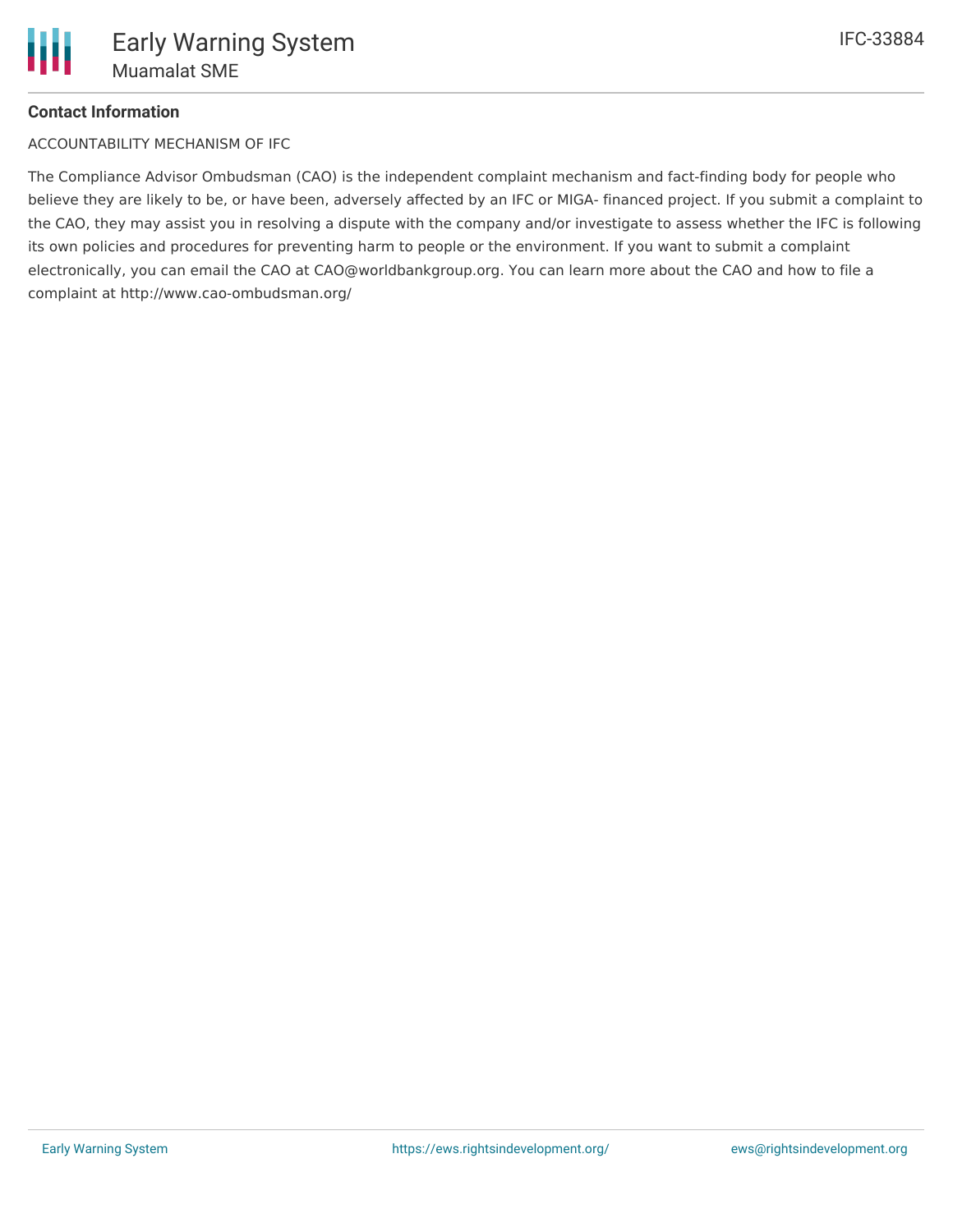**Contact Information**

ACCOUNTABILITY MECHANISM OF IFC

The Compliance Advisor Ombudsman (CAO) is the independent complaint mechanism and fact-finding body for people who believe they are likely to be, or have been, adversely affected by an IFC or MIGA- financed project. If you submit a complaint to the CAO, they may assist you in resolving a dispute with the company and/or investigate to assess whether the IFC is following its own policies and procedures for preventing harm to people or the environment. If you want to submit a complaint electronically, you can email the CAO at CAO@worldbankgroup.org. You can learn more about the CAO and how to file a complaint at http://www.cao-ombudsman.org/